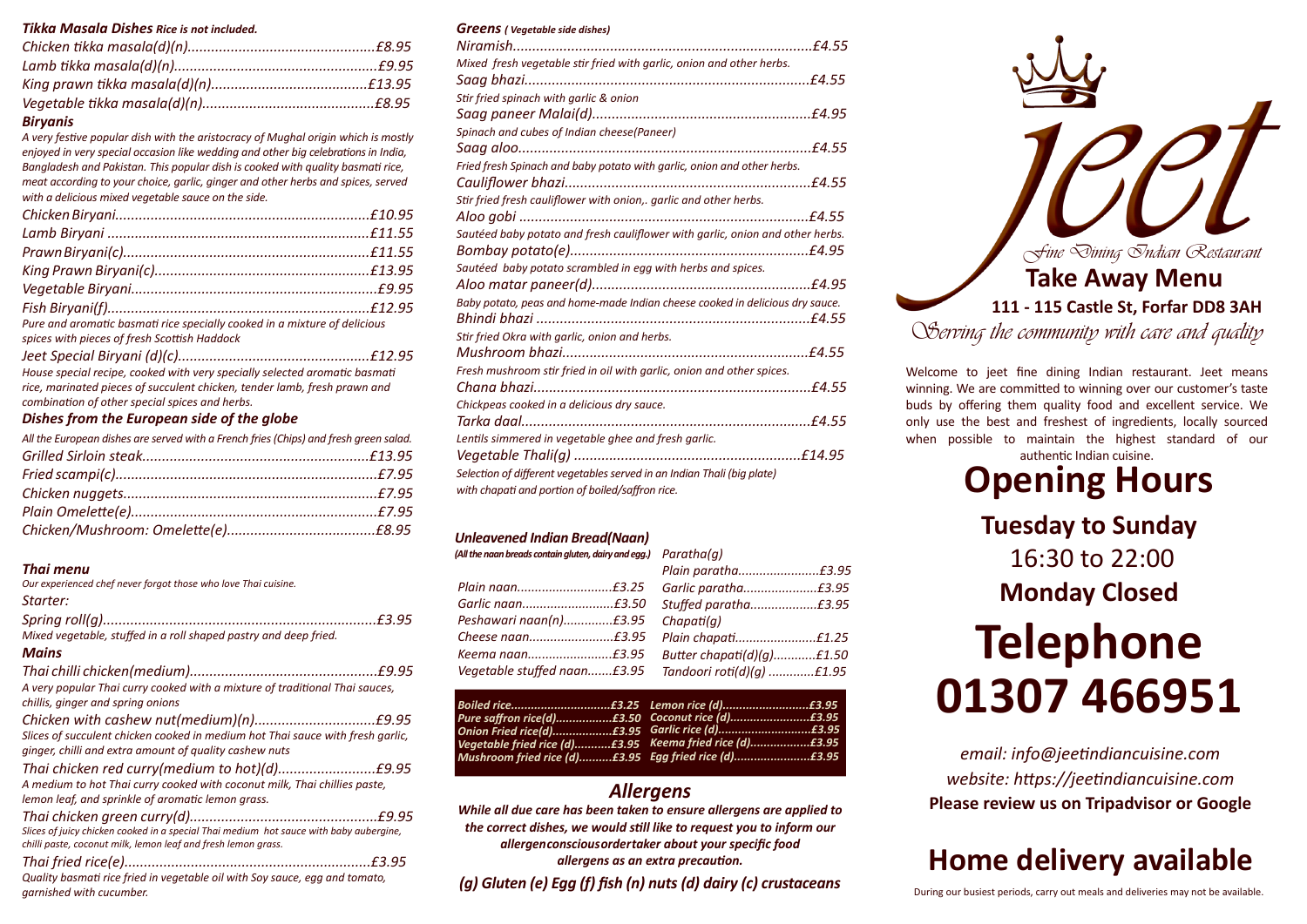### Tikka Masala Dishes *Rice is not included.*

*Chicken tikka masala(d)(n)................................................£8.95*
*Lamb tikka masala(d)(n)....................................................£9.95*
*King prawn tikka masala(d)(n)........................................£13.95*
*Vegetable tikka masala(d)(n)............................................£8.95*

### Biryanis

*A very festive popular dish with the aristocracy of Mughal origin which is mostly enjoyed in very special occasion like wedding and other big celebrations in India, Bangladesh and Pakistan. This popular dish is cooked with quality basmati rice, meat according to your choice, garlic, ginger and other herbs and spices, served with a delicious mixed vegetable sauce on the side.*

*Chicken Biryani.................................................................£10.95*
*Lamb Biryani ...................................................................£11.55*
*Prawn Biryani(c)...............................................................£11.55*
*King Prawn Biryani(c).......................................................£13.95*
*Vegetable Biryani...............................................................£9.95*
*Fish Biryani(f)...................................................................£12.95*
*Pure and aromatic basmati rice specially cooked in a mixture of delicious spices with pieces of fresh Scottish Haddock*

*Jeet Special Biryani (d)(c)................................................£12.95*
*House special recipe, cooked with very specially selected aromatic basmati rice, marinated pieces of succulent chicken, tender lamb, fresh prawn and combination of other special spices and herbs.*

### Dishes from the European side of the globe

*All the European dishes are served with a French fries (Chips) and fresh green salad.*

*Grilled Sirloin steak..........................................................£13.95*
*Fried scampi(c)...................................................................£7.95*
*Chicken nuggets.................................................................£7.95*
*Plain Omelette(e)...............................................................£7.95*
*Chicken/Mushroom: Omelette(e).......................................£8.95*

### Thai menu

*Our experienced chef never forgot those who love Thai cuisine.*

*Starter:*

*Spring roll(g)......................................................................£3.95*
*Mixed vegetable, stuffed in a roll shaped pastry and deep fried.*

#### Mains

*Thai chilli chicken(medium)................................................£9.95*
*A very popular Thai curry cooked with a mixture of traditional Thai sauces, chillis, ginger and spring onions*

*Chicken with cashew nut(medium)(n)...............................£9.95*
*Slices of succulent chicken cooked in medium hot Thai sauce with fresh garlic, ginger, chilli and extra amount of quality cashew nuts*

*Thai chicken red curry(medium to hot)(d).........................£9.95*
*A medium to hot Thai curry cooked with coconut milk, Thai chillies paste, lemon leaf, and sprinkle of aromatic lemon grass.*

*Thai chicken green curry(d)................................................£9.95*
*Slices of juicy chicken cooked in a special Thai medium hot sauce with baby aubergine, chilli paste, coconut milk, lemon leaf and fresh lemon grass.*

*Thai fried rice(e)...............................................................£3.95*
*Quality basmati rice fried in vegetable oil with Soy sauce, egg and tomato, garnished with cucumber.*

### Greens *( Vegetable side dishes)*

*Niramish.............................................................................£4.55*
*Mixed fresh vegetable stir fried with garlic, onion and other herbs.*

*Saag bhazi..........................................................................£4.55*
*Stir fried spinach with garlic & onion*

*Saag paneer Malai(d)........................................................£4.95*
*Spinach and cubes of Indian cheese(Paneer)*

*Saag aloo............................................................................£4.55*
*Fried fresh Spinach and baby potato with garlic, onion and other herbs.*

*Cauliflower bhazi...............................................................£4.55*
*Stir fried fresh cauliflower with onion,. garlic and other herbs.*

*Aloo gobi ..........................................................................£4.55*
*Sautéed baby potato and fresh cauliflower with garlic, onion and other herbs.*

*Bombay potato(e).............................................................£4.95*
*Sautéed baby potato scrambled in egg with herbs and spices.*

*Aloo matar paneer(d)........................................................£4.95*
*Baby potato, peas and home-made Indian cheese cooked in delicious dry sauce.*

*Bhindi bhazi .....................................................................£4.55*
*Stir fried Okra with garlic, onion and herbs.*

*Mushroom bhazi...............................................................£4.55*
*Fresh mushroom stir fried in oil with garlic, onion and other spices.*

*Chana bhazi.......................................................................£4.55*
*Chickpeas cooked in a delicious dry sauce.*

*Tarka daal..........................................................................£4.55*
*Lentils simmered in vegetable ghee and fresh garlic.*

*Vegetable Thali(g) ..........................................................£14.95*
*Selection of different vegetables served in an Indian Thali (big plate) with chapati and portion of boiled/saffron rice.*

### Unleavened Indian Bread(Naan)

*(All the naan breads contain gluten, dairy and egg.)*

*Plain naan...........................£3.25*
*Garlic naan..........................£3.50*
*Peshawari naan(n)..............£3.95*
*Cheese naan........................£3.95*
*Keema naan........................£3.95*
*Vegetable stuffed naan.......£3.95*

*Paratha(g)*

*Plain paratha.......................£3.95*
*Garlic paratha.....................£3.95*
*Stuffed paratha...................£3.95*

*Chapati(g)*

*Plain chapati........................£1.25*
*Butter chapati(d)(g)............£1.50*
*Tandoori roti(d)(g) .............£1.95*

***Boiled rice.............................£3.25***
***Pure saffron rice(d)................£3.50***
***Onion Fried rice(d).................£3.95***
***Vegetable fried rice (d)...........£3.95***
***Mushroom fried rice (d)..........£3.95***
***Lemon rice (d).........................£3.95***
***Coconut rice (d).......................£3.95***
***Garlic rice (d)...........................£3.95***
***Keema fried rice (d).................£3.95***
***Egg fried rice (d).......................£3.95***

## Allergens

***While all due care has been taken to ensure allergens are applied to the correct dishes, we would still like to request you to inform our allergenconsciousordertaker about your specific food allergens as an extra precaution.***

***(g) Gluten (e) Egg (f) fish (n) nuts (d) dairy (c) crustaceans***

# Jeet

*Fine Dining Indian Restaurant*

## Take Away Menu

**111 - 115 Castle St, Forfar DD8 3AH**

*Serving the community with care and quality*

Welcome to jeet fine dining Indian restaurant. Jeet means winning. We are committed to winning over our customer's taste buds by offering them quality food and excellent service. We only use the best and freshest of ingredients, locally sourced when possible to maintain the highest standard of our authentic Indian cuisine.

## Opening Hours

**Tuesday to Sunday**

16:30 to 22:00

**Monday Closed**

## Telephone 01307 466951

*email: info@jeetindiancuisine.com*
*website: https://jeetindiancuisine.com*
**Please review us on Tripadvisor or Google**

## Home delivery available

During our busiest periods, carry out meals and deliveries may not be available.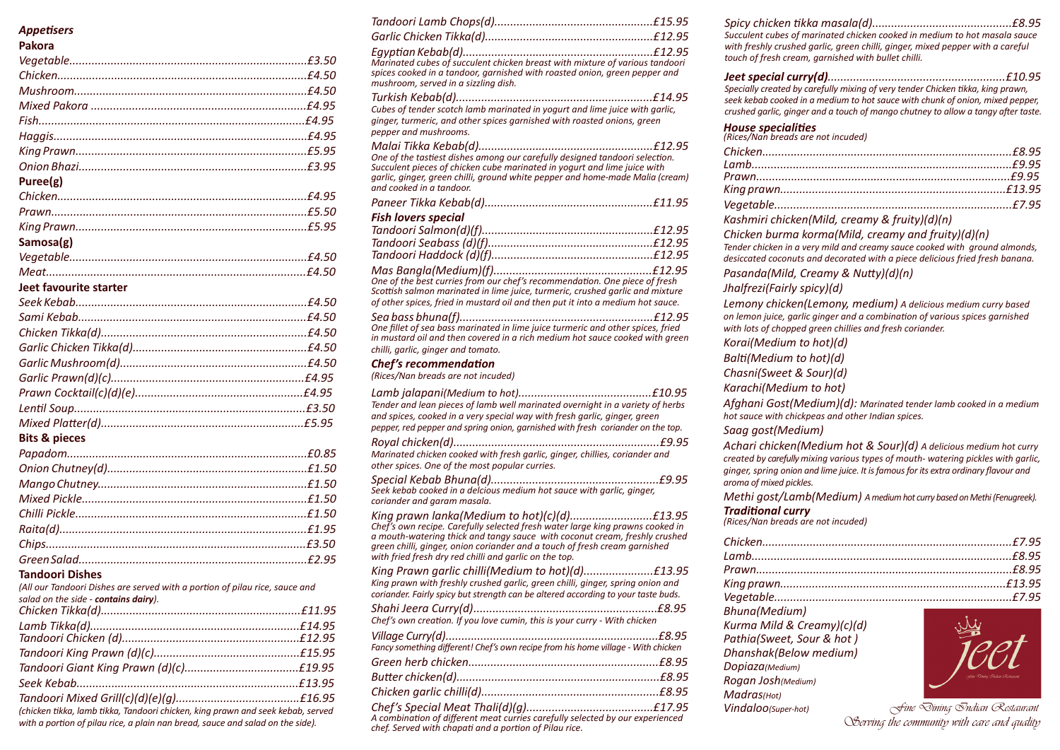## *Appetisers*

### Pakora

*Vegetable....................£3.50*
*Chicken....................£4.50*
*Mushroom....................£4.50*
*Mixed Pakora....................£4.95*
*Fish....................£4.95*
*Haggis....................£4.95*
*King Prawn....................£5.95*
*Onion Bhazi....................£3.95*

### Puree(g)

*Chicken....................£4.95*
*Prawn....................£5.50*
*King Prawn....................£5.95*

### Samosa(g)

*Vegetable....................£4.50*
*Meat....................£4.50*

### Jeet favourite starter

*Seek Kebab....................£4.50*
*Sami Kebab....................£4.50*
*Chicken Tikka(d)....................£4.50*
*Garlic Chicken Tikka(d)....................£4.50*
*Garlic Mushroom(d)....................£4.50*
*Garlic Prawn(d)(c)....................£4.95*
*Prawn Cocktail(c)(d)(e)....................£4.95*
*Lentil Soup....................£3.50*
*Mixed Platter(d)....................£5.95*

### Bits & pieces

*Papadom....................£0.85*
*Onion Chutney(d)....................£1.50*
*Mango Chutney....................£1.50*
*Mixed Pickle....................£1.50*
*Chilli Pickle....................£1.50*
*Raita(d)....................£1.95*
*Chips....................£3.50*
*Green Salad....................£2.95*

### Tandoori Dishes

*(All our Tandoori Dishes are served with a portion of pilau rice, sauce and salad on the side - **contains dairy**).*

*Chicken Tikka(d)....................£11.95*
*Lamb Tikka(d)....................£14.95*
*Tandoori Chicken (d)....................£12.95*
*Tandoori King Prawn (d)(c)....................£15.95*
*Tandoori Giant King Prawn (d)(c)....................£19.95*
*Seek Kebab....................£13.95*
*Tandoori Mixed Grill(c)(d)(e)(g)....................£16.95*
*(chicken tikka, lamb tikka, Tandoori chicken, king prawn and seek kebab, served with a portion of pilau rice, a plain nan bread, sauce and salad on the side).*

*Tandoori Lamb Chops(d)....................£15.95*
*Garlic Chicken Tikka(d)....................£12.95*

*Egyptian Kebab(d)....................£12.95*
*Marinated cubes of succulent chicken breast with mixture of various tandoori spices cooked in a tandoor, garnished with roasted onion, green pepper and mushroom, served in a sizzling dish.*

*Turkish Kebab(d)....................£14.95*
*Cubes of tender scotch lamb marinated in yogurt and lime juice with garlic, ginger, turmeric, and other spices garnished with roasted onions, green pepper and mushrooms.*

*Malai Tikka Kebab(d)....................£12.95*
*One of the tastiest dishes among our carefully designed tandoori selection. Succulent pieces of chicken cube marinated in yogurt and lime juice with garlic, ginger, green chilli, ground white pepper and home-made Malia (cream) and cooked in a tandoor.*

*Paneer Tikka Kebab(d)....................£11.95*

### *Fish lovers special*

*Tandoori Salmon(d)(f)....................£12.95*
*Tandoori Seabass (d)(f)....................£12.95*
*Tandoori Haddock (d)(f)....................£12.95*

*Mas Bangla(Medium)(f)....................£12.95*
*One of the best curries from our chef's recommendation. One piece of fresh Scottish salmon marinated in lime juice, turmeric, crushed garlic and mixture of other spices, fried in mustard oil and then put it into a medium hot sauce.*

*Sea bass bhuna(f)....................£12.95*
*One fillet of sea bass marinated in lime juice turmeric and other spices, fried in mustard oil and then covered in a rich medium hot sauce cooked with green chilli, garlic, ginger and tomato.*

### *Chef's recommendation*

*(Rices/Nan breads are not incuded)*

*Lamb jalapani(Medium to hot)....................£10.95*
*Tender and lean pieces of lamb well marinated overnight in a variety of herbs and spices, cooked in a very special way with fresh garlic, ginger, green pepper, red pepper and spring onion, garnished with fresh coriander on the top.*

*Royal chicken(d)....................£9.95*
*Marinated chicken cooked with fresh garlic, ginger, chillies, coriander and other spices. One of the most popular curries.*

*Special Kebab Bhuna(d)....................£9.95*
*Seek kebab cooked in a delcious medium hot sauce with garlic, ginger, coriander and garam masala.*

*King prawn lanka(Medium to hot)(c)(d)....................£13.95*
*Chef's own recipe. Carefully selected fresh water large king prawns cooked in a mouth-watering thick and tangy sauce with coconut cream, freshly crushed green chilli, ginger, onion coriander and a touch of fresh cream garnished with fried fresh dry red chilli and garlic on the top.*

*King Prawn garlic chilli(Medium to hot)(d)....................£13.95*
*King prawn with freshly crushed garlic, green chilli, ginger, spring onion and coriander. Fairly spicy but strength can be altered according to your taste buds.*

*Shahi Jeera Curry(d)....................£8.95*
*Chef's own creation. If you love cumin, this is your curry - With chicken*

*Village Curry(d)....................£8.95*
*Fancy something different! Chef's own recipe from his home village - With chicken*

*Green herb chicken....................£8.95*
*Butter chicken(d)....................£8.95*
*Chicken garlic chilli(d)....................£8.95*

*Chef's Special Meat Thali(d)(g)....................£17.95*
*A combination of different meat curries carefully selected by our experienced chef. Served with chapati and a portion of Pilau rice.*

*Spicy chicken tikka masala(d)....................£8.95*
*Succulent cubes of marinated chicken cooked in medium to hot masala sauce with freshly crushed garlic, green chilli, ginger, mixed pepper with a careful touch of fresh cream, garnished with bullet chilli.*

***Jeet special curry(d)**....................£10.95*
*Specially created by carefully mixing of very tender Chicken tikka, king prawn, seek kebab cooked in a medium to hot sauce with chunk of onion, mixed pepper, crushed garlic, ginger and a touch of mango chutney to allow a tangy after taste.*

### *House specialities*

*(Rices/Nan breads are not incuded)*

*Chicken....................£8.95*
*Lamb....................£9.95*
*Prawn....................£9.95*
*King prawn....................£13.95*
*Vegetable....................£7.95*

*Kashmiri chicken(Mild, creamy & fruity)(d)(n)*

*Chicken burma korma(Mild, creamy and fruity)(d)(n)*
*Tender chicken in a very mild and creamy sauce cooked with ground almonds, desiccated coconuts and decorated with a piece delicious fried fresh banana.*

*Pasanda(Mild, Creamy & Nutty)(d)(n)*

*Jhalfrezi(Fairly spicy)(d)*

*Lemony chicken(Lemony, medium) A delicious medium curry based on lemon juice, garlic ginger and a combination of various spices garnished with lots of chopped green chillies and fresh coriander.*

*Korai(Medium to hot)(d)*

*Balti(Medium to hot)(d)*

*Chasni(Sweet & Sour)(d)*

*Karachi(Medium to hot)*

*Afghani Gost(Medium)(d): Marinated tender lamb cooked in a medium hot sauce with chickpeas and other Indian spices.*

*Saag gost(Medium)*

*Achari chicken(Medium hot & Sour)(d) A delicious medium hot curry created by carefully mixing various types of mouth- watering pickles with garlic, ginger, spring onion and lime juice. It is famous for its extra ordinary flavour and aroma of mixed pickles.*

*Methi gost/Lamb(Medium) A medium hot curry based on Methi (Fenugreek).*

### *Traditional curry*

*(Rices/Nan breads are not incuded)*

*Chicken....................£7.95*
*Lamb....................£8.95*
*Prawn....................£8.95*
*King prawn....................£13.95*
*Vegetable....................£7.95*

*Bhuna(Medium)*
*Kurma Mild & Creamy)(c)(d)*
*Pathia(Sweet, Sour & hot )*
*Dhanshak(Below medium)*
*Dopiaza(Medium)*
*Rogan Josh(Medium)*
*Madras(Hot)*
*Vindaloo(Super-hot)*

jeet
Fine Dining Indian Restaurant

*Fine Dining Indian Restaurant*
*Serving the community with care and quality*